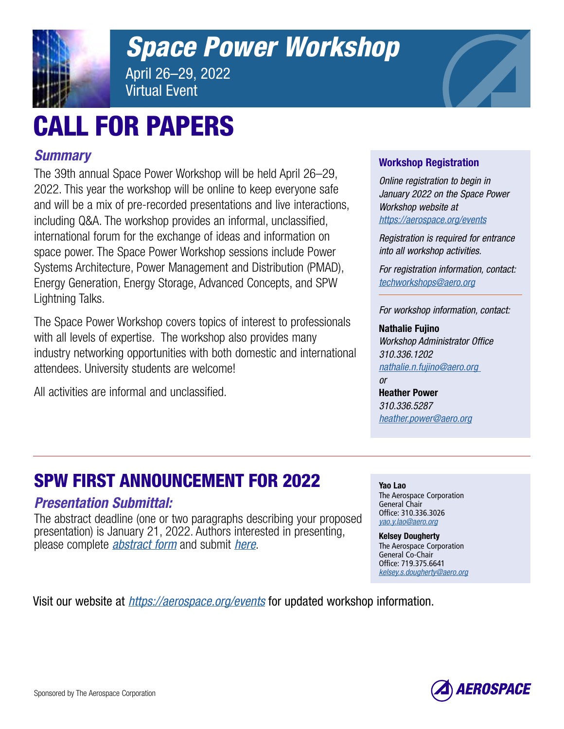# Space Power Workshop

April 26–29, 2022
Virtual Event

# CALL FOR PAPERS

## *Summary*

The 39th annual Space Power Workshop will be held April 26–29, 2022. This year the workshop will be online to keep everyone safe and will be a mix of pre-recorded presentations and live interactions, including Q&A. The workshop provides an informal, unclassified, international forum for the exchange of ideas and information on space power. The Space Power Workshop sessions include Power Systems Architecture, Power Management and Distribution (PMAD), Energy Generation, Energy Storage, Advanced Concepts, and SPW Lightning Talks.

The Space Power Workshop covers topics of interest to professionals with all levels of expertise. The workshop also provides many industry networking opportunities with both domestic and international attendees. University students are welcome!

All activities are informal and unclassified.

### Workshop Registration

*Online registration to begin in January 2022 on the Space Power Workshop website at https://aerospace.org/events*

*Registration is required for entrance into all workshop activities.*

*For registration information, contact:* techworkshops@aero.org

*For workshop information, contact:*

**Nathalie Fujino**
*Workshop Administrator Office*
*310.336.1202*
nathalie.n.fujino@aero.org
*or*
**Heather Power**
*310.336.5287*
heather.power@aero.org

## SPW FIRST ANNOUNCEMENT FOR 2022

### *Presentation Submittal:*

The abstract deadline (one or two paragraphs describing your proposed presentation) is January 21, 2022. Authors interested in presenting, please complete *abstract form* and submit *here*.

**Yao Lao**
The Aerospace Corporation
General Chair
Office: 310.336.3026
yao.y.lao@aero.org

**Kelsey Dougherty**
The Aerospace Corporation
General Co-Chair
Office: 719.375.6641
kelsey.s.dougherty@aero.org

Visit our website at *https://aerospace.org/events* for updated workshop information.

Sponsored by The Aerospace Corporation

AEROSPACE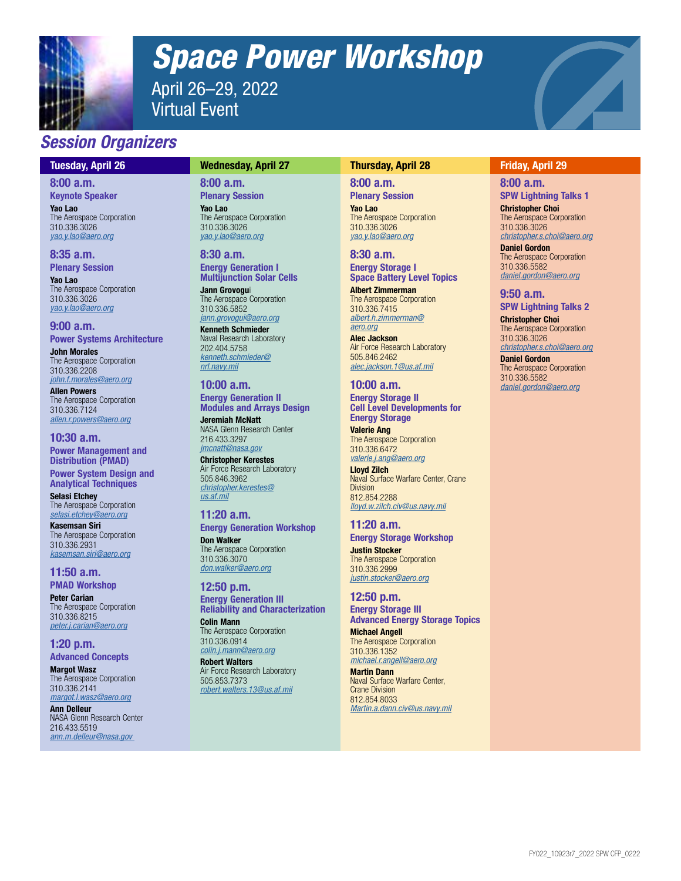# Space Power Workshop

April 26–29, 2022
Virtual Event

## Session Organizers

### Tuesday, April 26

**8:00 a.m.**
**Keynote Speaker**
**Yao Lao**
The Aerospace Corporation
310.336.3026
yao.y.lao@aero.org

**8:35 a.m.**
**Plenary Session**
**Yao Lao**
The Aerospace Corporation
310.336.3026
yao.y.lao@aero.org

**9:00 a.m.**
**Power Systems Architecture**
**John Morales**
The Aerospace Corporation
310.336.2208
john.f.morales@aero.org
**Allen Powers**
The Aerospace Corporation
310.336.7124
allen.r.powers@aero.org

**10:30 a.m.**
**Power Management and Distribution (PMAD)**
**Power System Design and Analytical Techniques**
**Selasi Etchey**
The Aerospace Corporation
selasi.etchey@aero.org
**Kasemsan Siri**
The Aerospace Corporation
310.336.2931
kasemsan.siri@aero.org

**11:50 a.m.**
**PMAD Workshop**
**Peter Carian**
The Aerospace Corporation
310.336.8215
peter.j.carian@aero.org

**1:20 p.m.**
**Advanced Concepts**
**Margot Wasz**
The Aerospace Corporation
310.336.2141
margot.l.wasz@aero.org
**Ann Delleur**
NASA Glenn Research Center
216.433.5519
ann.m.delleur@nasa.gov

### Wednesday, April 27

**8:00 a.m.**
**Plenary Session**
**Yao Lao**
The Aerospace Corporation
310.336.3026
yao.y.lao@aero.org

**8:30 a.m.**
**Energy Generation I**
**Multijunction Solar Cells**
**Jann Grovogui**
The Aerospace Corporation
310.336.5852
jann.grovogui@aero.org
**Kenneth Schmieder**
Naval Research Laboratory
202.404.5758
kenneth.schmieder@nrl.navy.mil

**10:00 a.m.**
**Energy Generation II**
**Modules and Arrays Design**
**Jeremiah McNatt**
NASA Glenn Research Center
216.433.3297
jmcnatt@nasa.gov
**Christopher Keresztes**
Air Force Research Laboratory
505.846.3962
christopher.kerestes@us.af.mil

**11:20 a.m.**
**Energy Generation Workshop**
**Don Walker**
The Aerospace Corporation
310.336.3070
don.walker@aero.org

**12:50 p.m.**
**Energy Generation III**
**Reliability and Characterization**
**Colin Mann**
The Aerospace Corporation
310.336.0914
colin.j.mann@aero.org
**Robert Walters**
Air Force Research Laboratory
505.853.7373
robert.walters.13@us.af.mil

### Thursday, April 28

**8:00 a.m.**
**Plenary Session**
**Yao Lao**
The Aerospace Corporation
310.336.3026
yao.y.lao@aero.org

**8:30 a.m.**
**Energy Storage I**
**Space Battery Level Topics**
**Albert Zimmerman**
The Aerospace Corporation
310.336.7415
albert.h.zimmerman@aero.org
**Alec Jackson**
Air Force Research Laboratory
505.846.2462
alec.jackson.1@us.af.mil

**10:00 a.m.**
**Energy Storage II**
**Cell Level Developments for Energy Storage**
**Valerie Ang**
The Aerospace Corporation
310.336.6472
valerie.j.ang@aero.org
**Lloyd Zilch**
Naval Surface Warfare Center, Crane Division
812.854.2288
lloyd.w.zilch.civ@us.navy.mil

**11:20 a.m.**
**Energy Storage Workshop**
**Justin Stocker**
The Aerospace Corporation
310.336.2999
justin.stocker@aero.org

**12:50 p.m.**
**Energy Storage III**
**Advanced Energy Storage Topics**
**Michael Angell**
The Aerospace Corporation
310.336.1352
michael.r.angell@aero.org
**Martin Dann**
Naval Surface Warfare Center, Crane Division
812.854.8033
Martin.a.dann.civ@us.navy.mil

### Friday, April 29

**8:00 a.m.**
**SPW Lightning Talks 1**
**Christopher Choi**
The Aerospace Corporation
310.336.3026
christopher.s.choi@aero.org
**Daniel Gordon**
The Aerospace Corporation
310.336.5582
daniel.gordon@aero.org

**9:50 a.m.**
**SPW Lightning Talks 2**
**Christopher Choi**
The Aerospace Corporation
310.336.3026
christopher.s.choi@aero.org
**Daniel Gordon**
The Aerospace Corporation
310.336.5582
daniel.gordon@aero.org

FY022_10923r7_2022 SPW CFP_0222